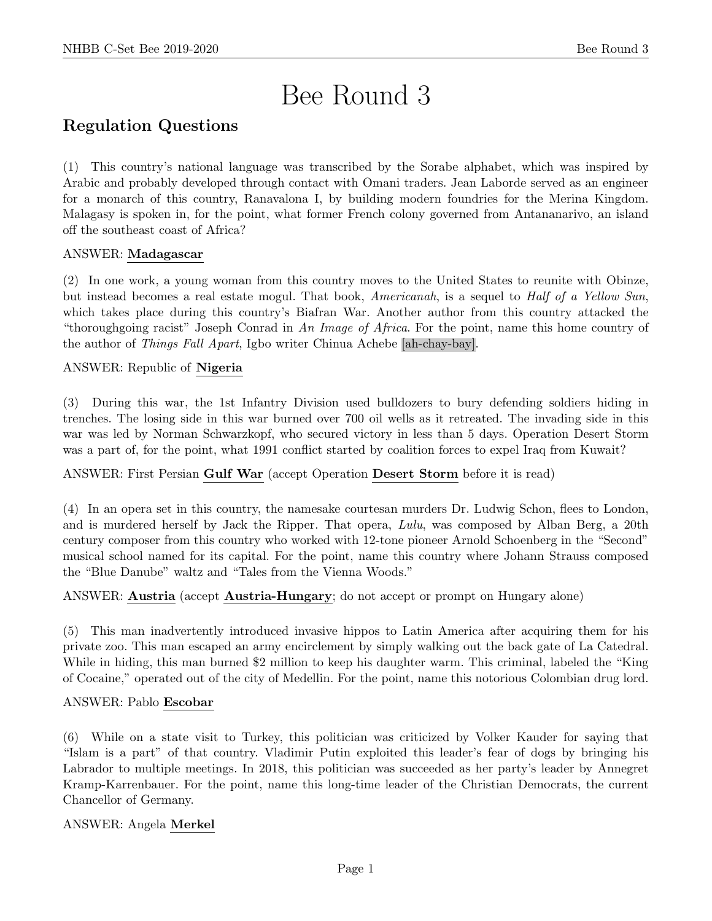# Bee Round 3

## Regulation Questions

(1) This country's national language was transcribed by the Sorabe alphabet, which was inspired by Arabic and probably developed through contact with Omani traders. Jean Laborde served as an engineer for a monarch of this country, Ranavalona I, by building modern foundries for the Merina Kingdom. Malagasy is spoken in, for the point, what former French colony governed from Antananarivo, an island off the southeast coast of Africa?

ANSWER: **Madagascar**

(2) In one work, a young woman from this country moves to the United States to reunite with Obinze, but instead becomes a real estate mogul. That book, *Americanah*, is a sequel to *Half of a Yellow Sun*, which takes place during this country's Biafran War. Another author from this country attacked the "thoroughgoing racist" Joseph Conrad in *An Image of Africa*. For the point, name this home country of the author of *Things Fall Apart*, Igbo writer Chinua Achebe [ah-chay-bay].

ANSWER: Republic of **Nigeria**

(3) During this war, the 1st Infantry Division used bulldozers to bury defending soldiers hiding in trenches. The losing side in this war burned over 700 oil wells as it retreated. The invading side in this war was led by Norman Schwarzkopf, who secured victory in less than 5 days. Operation Desert Storm was a part of, for the point, what 1991 conflict started by coalition forces to expel Iraq from Kuwait?

ANSWER: First Persian **Gulf War** (accept Operation **Desert Storm** before it is read)

(4) In an opera set in this country, the namesake courtesan murders Dr. Ludwig Schon, flees to London, and is murdered herself by Jack the Ripper. That opera, *Lulu*, was composed by Alban Berg, a 20th century composer from this country who worked with 12-tone pioneer Arnold Schoenberg in the "Second" musical school named for its capital. For the point, name this country where Johann Strauss composed the "Blue Danube" waltz and "Tales from the Vienna Woods."

ANSWER: **Austria** (accept **Austria-Hungary**; do not accept or prompt on Hungary alone)

(5) This man inadvertently introduced invasive hippos to Latin America after acquiring them for his private zoo. This man escaped an army encirclement by simply walking out the back gate of La Catedral. While in hiding, this man burned $2 million to keep his daughter warm. This criminal, labeled the "King of Cocaine," operated out of the city of Medellin. For the point, name this notorious Colombian drug lord.

ANSWER: Pablo **Escobar**

(6) While on a state visit to Turkey, this politician was criticized by Volker Kauder for saying that "Islam is a part" of that country. Vladimir Putin exploited this leader's fear of dogs by bringing his Labrador to multiple meetings. In 2018, this politician was succeeded as her party's leader by Annegret Kramp-Karrenbauer. For the point, name this long-time leader of the Christian Democrats, the current Chancellor of Germany.

ANSWER: Angela **Merkel**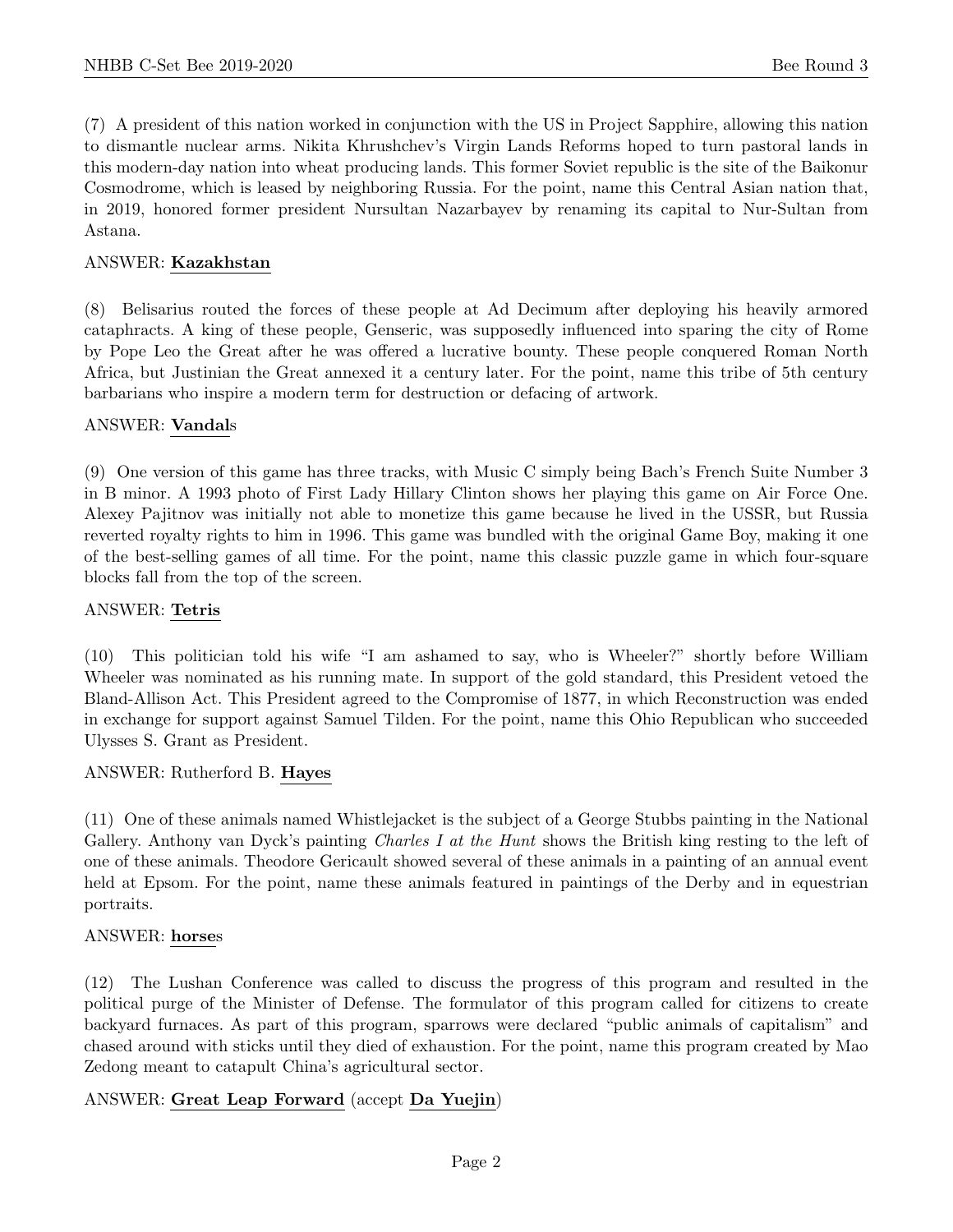(7) A president of this nation worked in conjunction with the US in Project Sapphire, allowing this nation to dismantle nuclear arms. Nikita Khrushchev's Virgin Lands Reforms hoped to turn pastoral lands in this modern-day nation into wheat producing lands. This former Soviet republic is the site of the Baikonur Cosmodrome, which is leased by neighboring Russia. For the point, name this Central Asian nation that, in 2019, honored former president Nursultan Nazarbayev by renaming its capital to Nur-Sultan from Astana.

ANSWER: **Kazakhstan**

(8) Belisarius routed the forces of these people at Ad Decimum after deploying his heavily armored cataphracts. A king of these people, Genseric, was supposedly influenced into sparing the city of Rome by Pope Leo the Great after he was offered a lucrative bounty. These people conquered Roman North Africa, but Justinian the Great annexed it a century later. For the point, name this tribe of 5th century barbarians who inspire a modern term for destruction or defacing of artwork.

ANSWER: **Vandal**s

(9) One version of this game has three tracks, with Music C simply being Bach's French Suite Number 3 in B minor. A 1993 photo of First Lady Hillary Clinton shows her playing this game on Air Force One. Alexey Pajitnov was initially not able to monetize this game because he lived in the USSR, but Russia reverted royalty rights to him in 1996. This game was bundled with the original Game Boy, making it one of the best-selling games of all time. For the point, name this classic puzzle game in which four-square blocks fall from the top of the screen.

ANSWER: **Tetris**

(10) This politician told his wife "I am ashamed to say, who is Wheeler?" shortly before William Wheeler was nominated as his running mate. In support of the gold standard, this President vetoed the Bland-Allison Act. This President agreed to the Compromise of 1877, in which Reconstruction was ended in exchange for support against Samuel Tilden. For the point, name this Ohio Republican who succeeded Ulysses S. Grant as President.

ANSWER: Rutherford B. **Hayes**

(11) One of these animals named Whistlejacket is the subject of a George Stubbs painting in the National Gallery. Anthony van Dyck's painting *Charles I at the Hunt* shows the British king resting to the left of one of these animals. Theodore Gericault showed several of these animals in a painting of an annual event held at Epsom. For the point, name these animals featured in paintings of the Derby and in equestrian portraits.

ANSWER: **horse**s

(12) The Lushan Conference was called to discuss the progress of this program and resulted in the political purge of the Minister of Defense. The formulator of this program called for citizens to create backyard furnaces. As part of this program, sparrows were declared "public animals of capitalism" and chased around with sticks until they died of exhaustion. For the point, name this program created by Mao Zedong meant to catapult China's agricultural sector.

ANSWER: **Great Leap Forward** (accept **Da Yuejin**)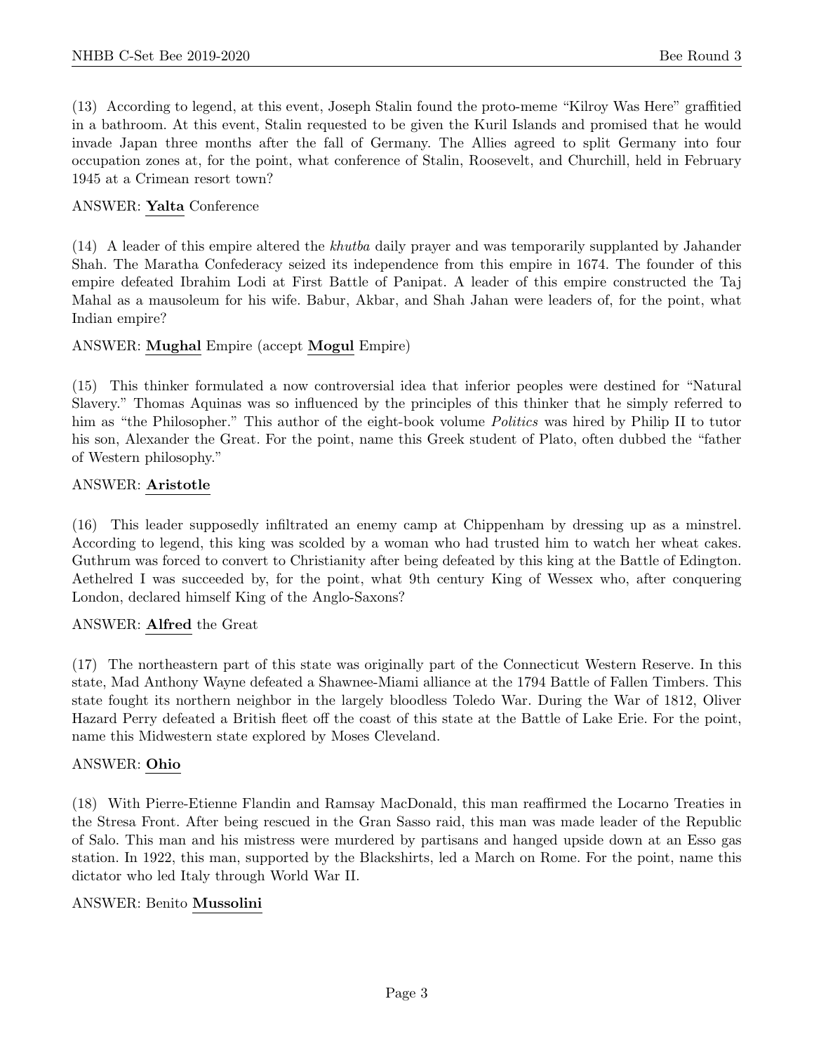(13) According to legend, at this event, Joseph Stalin found the proto-meme "Kilroy Was Here" graffitied in a bathroom. At this event, Stalin requested to be given the Kuril Islands and promised that he would invade Japan three months after the fall of Germany. The Allies agreed to split Germany into four occupation zones at, for the point, what conference of Stalin, Roosevelt, and Churchill, held in February 1945 at a Crimean resort town?

ANSWER: **Yalta** Conference

(14) A leader of this empire altered the *khutba* daily prayer and was temporarily supplanted by Jahander Shah. The Maratha Confederacy seized its independence from this empire in 1674. The founder of this empire defeated Ibrahim Lodi at First Battle of Panipat. A leader of this empire constructed the Taj Mahal as a mausoleum for his wife. Babur, Akbar, and Shah Jahan were leaders of, for the point, what Indian empire?

ANSWER: **Mughal** Empire (accept **Mogul** Empire)

(15) This thinker formulated a now controversial idea that inferior peoples were destined for "Natural Slavery." Thomas Aquinas was so influenced by the principles of this thinker that he simply referred to him as "the Philosopher." This author of the eight-book volume *Politics* was hired by Philip II to tutor his son, Alexander the Great. For the point, name this Greek student of Plato, often dubbed the "father of Western philosophy."

ANSWER: **Aristotle**

(16) This leader supposedly infiltrated an enemy camp at Chippenham by dressing up as a minstrel. According to legend, this king was scolded by a woman who had trusted him to watch her wheat cakes. Guthrum was forced to convert to Christianity after being defeated by this king at the Battle of Edington. Aethelred I was succeeded by, for the point, what 9th century King of Wessex who, after conquering London, declared himself King of the Anglo-Saxons?

ANSWER: **Alfred** the Great

(17) The northeastern part of this state was originally part of the Connecticut Western Reserve. In this state, Mad Anthony Wayne defeated a Shawnee-Miami alliance at the 1794 Battle of Fallen Timbers. This state fought its northern neighbor in the largely bloodless Toledo War. During the War of 1812, Oliver Hazard Perry defeated a British fleet off the coast of this state at the Battle of Lake Erie. For the point, name this Midwestern state explored by Moses Cleveland.

ANSWER: **Ohio**

(18) With Pierre-Etienne Flandin and Ramsay MacDonald, this man reaffirmed the Locarno Treaties in the Stresa Front. After being rescued in the Gran Sasso raid, this man was made leader of the Republic of Salo. This man and his mistress were murdered by partisans and hanged upside down at an Esso gas station. In 1922, this man, supported by the Blackshirts, led a March on Rome. For the point, name this dictator who led Italy through World War II.

ANSWER: Benito **Mussolini**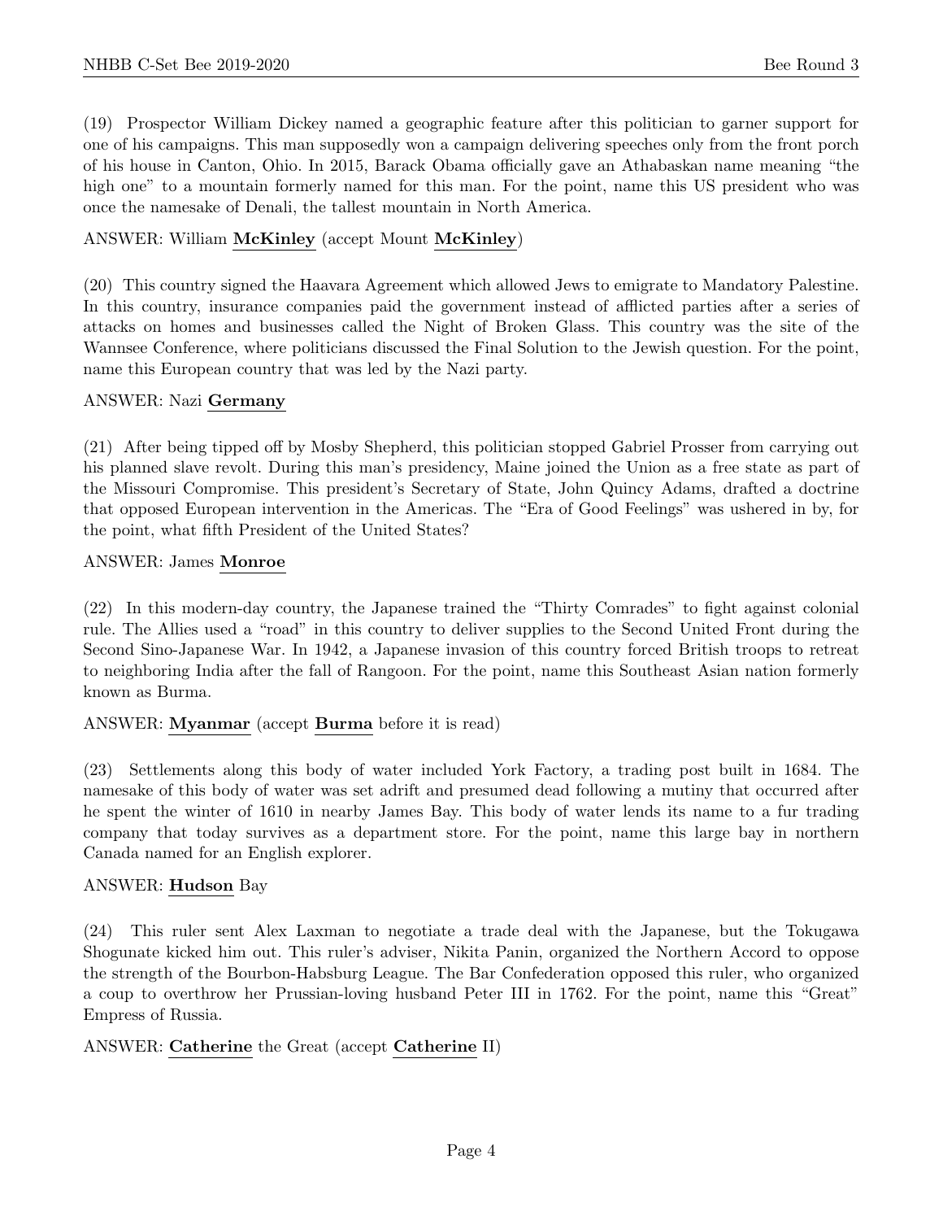(19) Prospector William Dickey named a geographic feature after this politician to garner support for one of his campaigns. This man supposedly won a campaign delivering speeches only from the front porch of his house in Canton, Ohio. In 2015, Barack Obama officially gave an Athabaskan name meaning "the high one" to a mountain formerly named for this man. For the point, name this US president who was once the namesake of Denali, the tallest mountain in North America.

ANSWER: William **McKinley** (accept Mount **McKinley**)

(20) This country signed the Haavara Agreement which allowed Jews to emigrate to Mandatory Palestine. In this country, insurance companies paid the government instead of afflicted parties after a series of attacks on homes and businesses called the Night of Broken Glass. This country was the site of the Wannsee Conference, where politicians discussed the Final Solution to the Jewish question. For the point, name this European country that was led by the Nazi party.

ANSWER: Nazi **Germany**

(21) After being tipped off by Mosby Shepherd, this politician stopped Gabriel Prosser from carrying out his planned slave revolt. During this man's presidency, Maine joined the Union as a free state as part of the Missouri Compromise. This president's Secretary of State, John Quincy Adams, drafted a doctrine that opposed European intervention in the Americas. The "Era of Good Feelings" was ushered in by, for the point, what fifth President of the United States?

ANSWER: James **Monroe**

(22) In this modern-day country, the Japanese trained the "Thirty Comrades" to fight against colonial rule. The Allies used a "road" in this country to deliver supplies to the Second United Front during the Second Sino-Japanese War. In 1942, a Japanese invasion of this country forced British troops to retreat to neighboring India after the fall of Rangoon. For the point, name this Southeast Asian nation formerly known as Burma.

ANSWER: **Myanmar** (accept **Burma** before it is read)

(23) Settlements along this body of water included York Factory, a trading post built in 1684. The namesake of this body of water was set adrift and presumed dead following a mutiny that occurred after he spent the winter of 1610 in nearby James Bay. This body of water lends its name to a fur trading company that today survives as a department store. For the point, name this large bay in northern Canada named for an English explorer.

ANSWER: **Hudson** Bay

(24) This ruler sent Alex Laxman to negotiate a trade deal with the Japanese, but the Tokugawa Shogunate kicked him out. This ruler's adviser, Nikita Panin, organized the Northern Accord to oppose the strength of the Bourbon-Habsburg League. The Bar Confederation opposed this ruler, who organized a coup to overthrow her Prussian-loving husband Peter III in 1762. For the point, name this "Great" Empress of Russia.

ANSWER: **Catherine** the Great (accept **Catherine** II)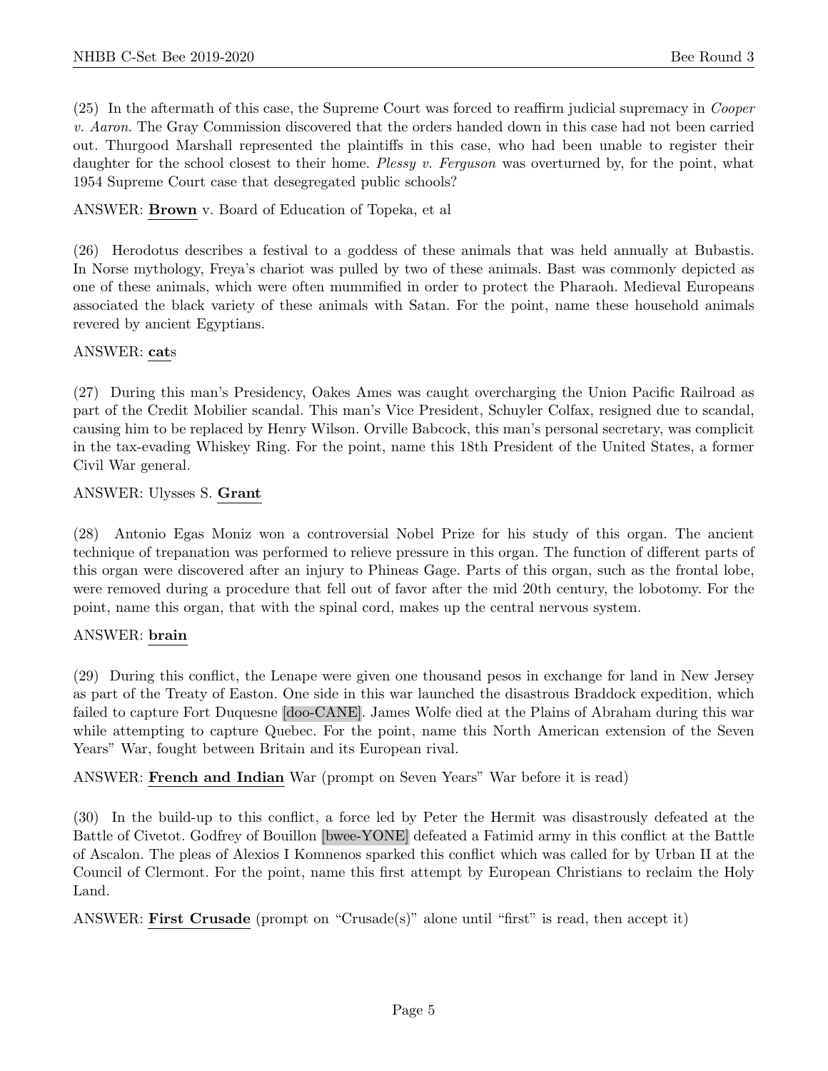(25) In the aftermath of this case, the Supreme Court was forced to reaffirm judicial supremacy in *Cooper v. Aaron*. The Gray Commission discovered that the orders handed down in this case had not been carried out. Thurgood Marshall represented the plaintiffs in this case, who had been unable to register their daughter for the school closest to their home. *Plessy v. Ferguson* was overturned by, for the point, what 1954 Supreme Court case that desegregated public schools?

ANSWER: **Brown** v. Board of Education of Topeka, et al

(26) Herodotus describes a festival to a goddess of these animals that was held annually at Bubastis. In Norse mythology, Freya's chariot was pulled by two of these animals. Bast was commonly depicted as one of these animals, which were often mummified in order to protect the Pharaoh. Medieval Europeans associated the black variety of these animals with Satan. For the point, name these household animals revered by ancient Egyptians.

ANSWER: **cat**s

(27) During this man's Presidency, Oakes Ames was caught overcharging the Union Pacific Railroad as part of the Credit Mobilier scandal. This man's Vice President, Schuyler Colfax, resigned due to scandal, causing him to be replaced by Henry Wilson. Orville Babcock, this man's personal secretary, was complicit in the tax-evading Whiskey Ring. For the point, name this 18th President of the United States, a former Civil War general.

ANSWER: Ulysses S. **Grant**

(28) Antonio Egas Moniz won a controversial Nobel Prize for his study of this organ. The ancient technique of trepanation was performed to relieve pressure in this organ. The function of different parts of this organ were discovered after an injury to Phineas Gage. Parts of this organ, such as the frontal lobe, were removed during a procedure that fell out of favor after the mid 20th century, the lobotomy. For the point, name this organ, that with the spinal cord, makes up the central nervous system.

ANSWER: **brain**

(29) During this conflict, the Lenape were given one thousand pesos in exchange for land in New Jersey as part of the Treaty of Easton. One side in this war launched the disastrous Braddock expedition, which failed to capture Fort Duquesne [doo-CANE]. James Wolfe died at the Plains of Abraham during this war while attempting to capture Quebec. For the point, name this North American extension of the Seven Years" War, fought between Britain and its European rival.

ANSWER: **French and Indian** War (prompt on Seven Years" War before it is read)

(30) In the build-up to this conflict, a force led by Peter the Hermit was disastrously defeated at the Battle of Civetot. Godfrey of Bouillon [bwee-YONE] defeated a Fatimid army in this conflict at the Battle of Ascalon. The pleas of Alexios I Komnenos sparked this conflict which was called for by Urban II at the Council of Clermont. For the point, name this first attempt by European Christians to reclaim the Holy Land.

ANSWER: **First Crusade** (prompt on "Crusade(s)" alone until "first" is read, then accept it)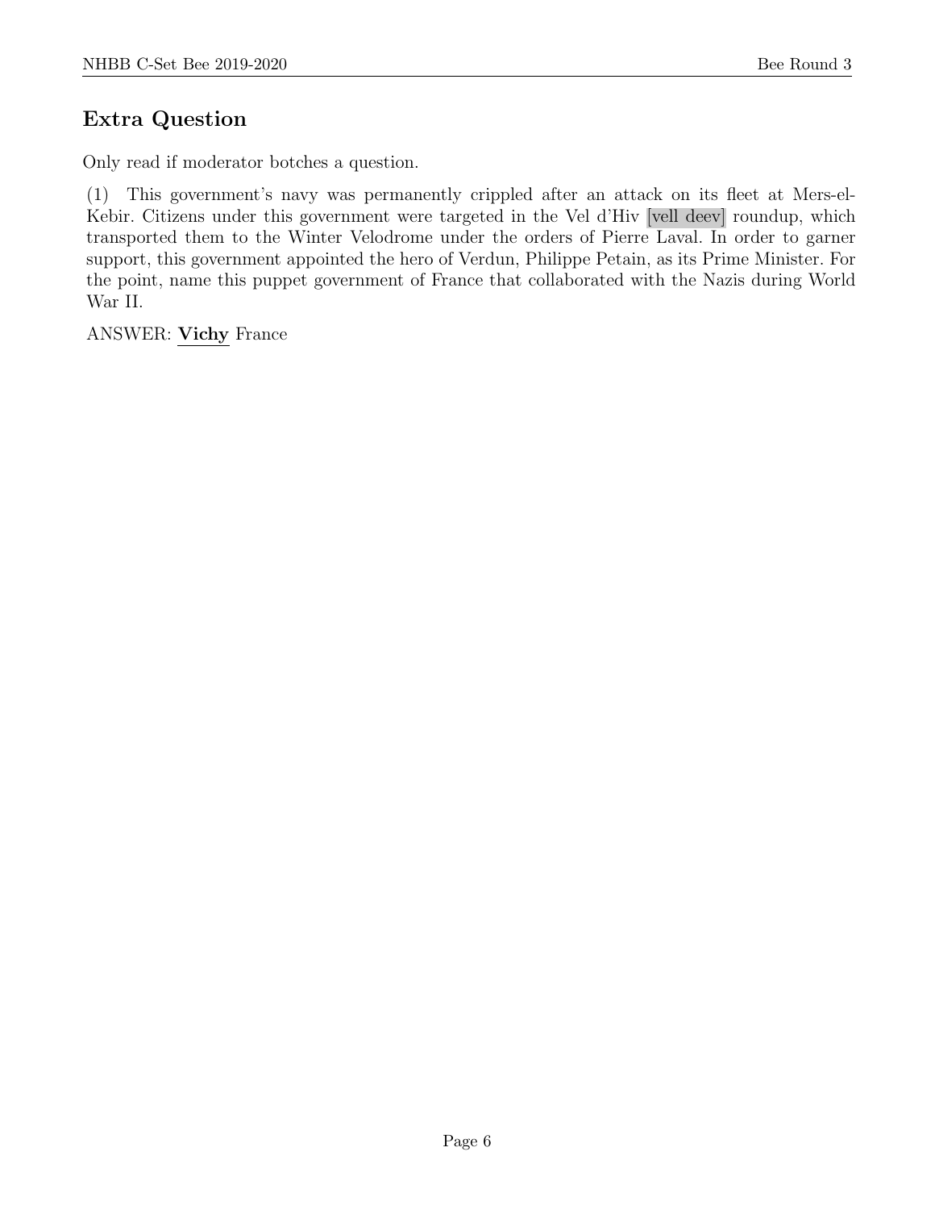## Extra Question

Only read if moderator botches a question.

(1) This government's navy was permanently crippled after an attack on its fleet at Mers-el-Kebir. Citizens under this government were targeted in the Vel d'Hiv [vell deev] roundup, which transported them to the Winter Velodrome under the orders of Pierre Laval. In order to garner support, this government appointed the hero of Verdun, Philippe Petain, as its Prime Minister. For the point, name this puppet government of France that collaborated with the Nazis during World War II.

ANSWER: **Vichy** France